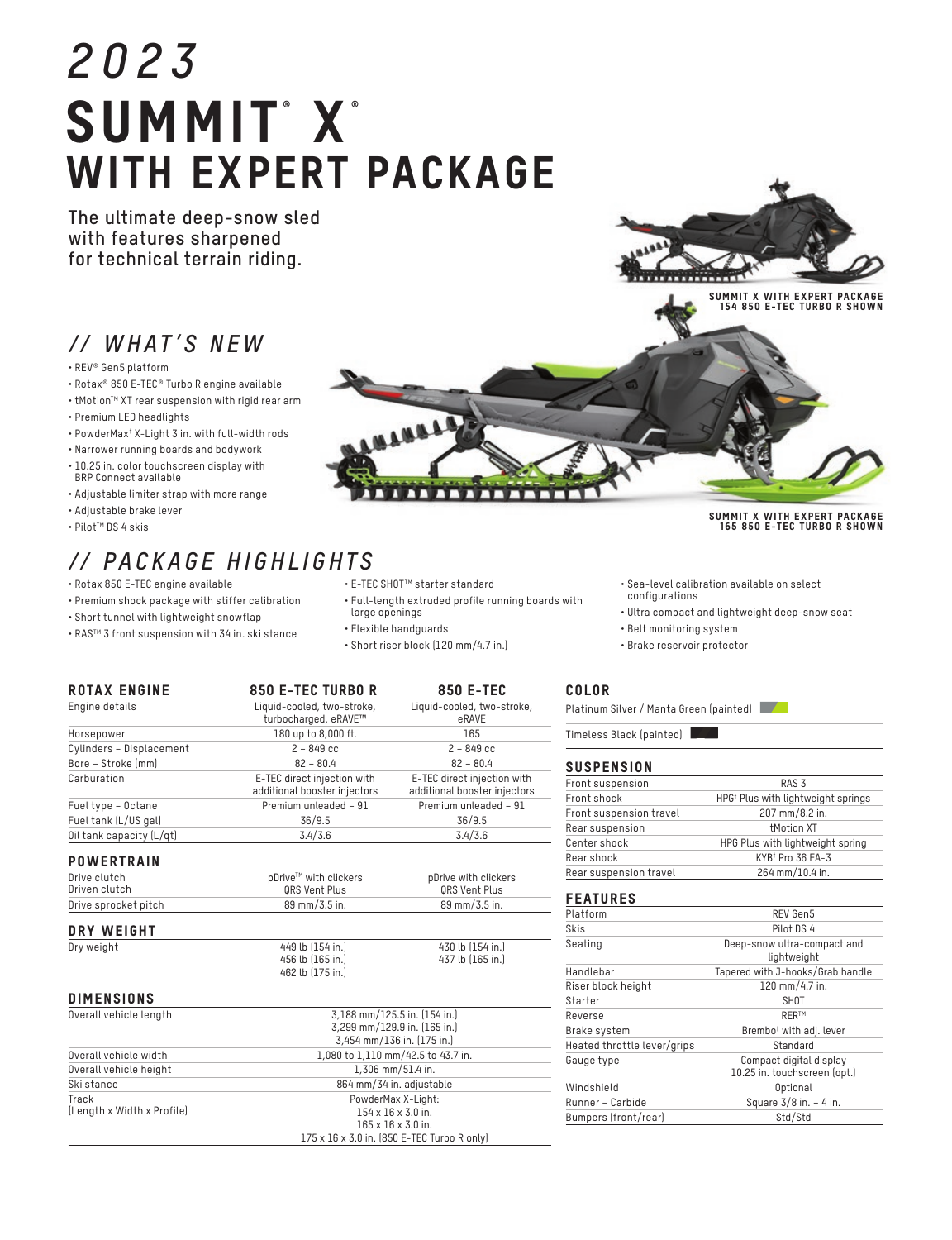# 2023

# SUMMIT® X®

# WITH EXPERT PACKAGE

The ultimate deep-snow sled with features sharpened for technical terrain riding.

SUMMIT X WITH EXPERT PACKAGE
154 850 E-TEC TURBO R SHOWN

SUMMIT X WITH EXPERT PACKAGE
165 850 E-TEC TURBO R SHOWN

## // WHAT'S NEW

- REV® Gen5 platform
- Rotax® 850 E-TEC® Turbo R engine available
- tMotion™ XT rear suspension with rigid rear arm
- Premium LED headlights
- PowderMax† X-Light 3 in. with full-width rods
- Narrower running boards and bodywork
- 10.25 in. color touchscreen display with BRP Connect available
- Adjustable limiter strap with more range
- Adjustable brake lever
- Pilot™ DS 4 skis

## // PACKAGE HIGHLIGHTS

- Rotax 850 E-TEC engine available
- Premium shock package with stiffer calibration
- Short tunnel with lightweight snowflap
- RAS™ 3 front suspension with 34 in. ski stance
- E-TEC SHOT™ starter standard
- Full-length extruded profile running boards with large openings
- Flexible handguards
- Short riser block (120 mm/4.7 in.)
- Sea-level calibration available on select configurations
- Ultra compact and lightweight deep-snow seat
- Belt monitoring system
- Brake reservoir protector

### ROTAX ENGINE

| ROTAX ENGINE | 850 E-TEC TURBO R | 850 E-TEC |
|---|---|---|
| Engine details | Liquid-cooled, two-stroke, turbocharged, eRAVE™ | Liquid-cooled, two-stroke, eRAVE |
| Horsepower | 180 up to 8,000 ft. | 165 |
| Cylinders – Displacement | 2 – 849 cc | 2 – 849 cc |
| Bore – Stroke (mm) | 82 – 80.4 | 82 – 80.4 |
| Carburation | E-TEC direct injection with additional booster injectors | E-TEC direct injection with additional booster injectors |
| Fuel type – Octane | Premium unleaded – 91 | Premium unleaded – 91 |
| Fuel tank (L/US gal) | 36/9.5 | 36/9.5 |
| Oil tank capacity (L/qt) | 3.4/3.6 | 3.4/3.6 |

### POWERTRAIN

| | 850 E-TEC TURBO R | 850 E-TEC |
|---|---|---|
| Drive clutch | pDrive™ with clickers | pDrive with clickers |
| Driven clutch | QRS Vent Plus | QRS Vent Plus |
| Drive sprocket pitch | 89 mm/3.5 in. | 89 mm/3.5 in. |

### DRY WEIGHT

| | 850 E-TEC TURBO R | 850 E-TEC |
|---|---|---|
| Dry weight | 449 lb (154 in.)<br>456 lb (165 in.)<br>462 lb (175 in.) | 430 lb (154 in.)<br>437 lb (165 in.) |

### DIMENSIONS

| | |
|---|---|
| Overall vehicle length | 3,188 mm/125.5 in. (154 in.)<br>3,299 mm/129.9 in. (165 in.)<br>3,454 mm/136 in. (175 in.) |
| Overall vehicle width | 1,080 to 1,110 mm/42.5 to 43.7 in. |
| Overall vehicle height | 1,306 mm/51.4 in. |
| Ski stance | 864 mm/34 in. adjustable |
| Track (Length x Width x Profile) | PowderMax X-Light:<br>154 x 16 x 3.0 in.<br>165 x 16 x 3.0 in.<br>175 x 16 x 3.0 in. (850 E-TEC Turbo R only) |

### COLOR

- Platinum Silver / Manta Green (painted)
- Timeless Black (painted)

### SUSPENSION

| | |
|---|---|
| Front suspension | RAS 3 |
| Front shock | HPG† Plus with lightweight springs |
| Front suspension travel | 207 mm/8.2 in. |
| Rear suspension | tMotion XT |
| Center shock | HPG Plus with lightweight spring |
| Rear shock | KYB† Pro 36 EA-3 |
| Rear suspension travel | 264 mm/10.4 in. |

### FEATURES

| | |
|---|---|
| Platform | REV Gen5 |
| Skis | Pilot DS 4 |
| Seating | Deep-snow ultra-compact and lightweight |
| Handlebar | Tapered with J-hooks/Grab handle |
| Riser block height | 120 mm/4.7 in. |
| Starter | SHOT |
| Reverse | RER™ |
| Brake system | Brembo† with adj. lever |
| Heated throttle lever/grips | Standard |
| Gauge type | Compact digital display<br>10.25 in. touchscreen (opt.) |
| Windshield | Optional |
| Runner – Carbide | Square 3/8 in. – 4 in. |
| Bumpers (front/rear) | Std/Std |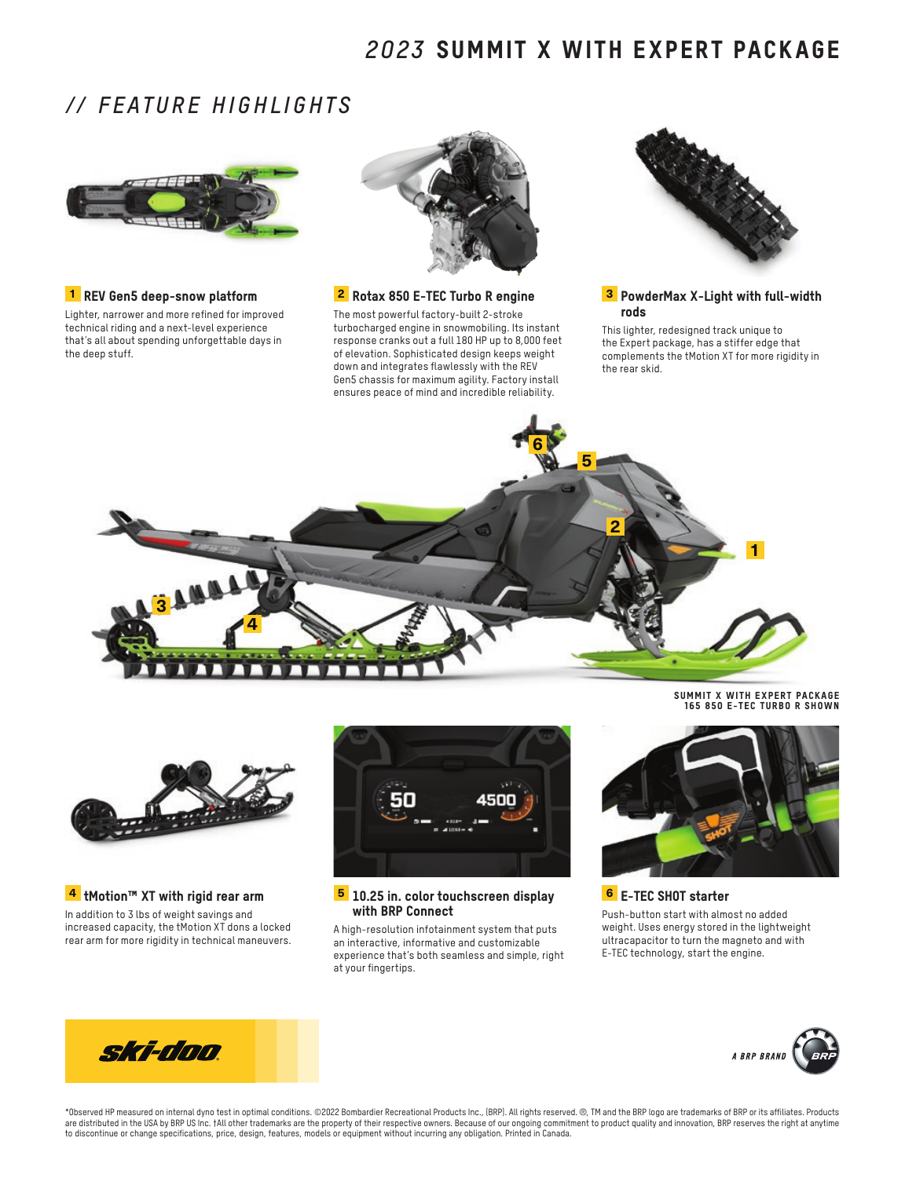# 2023 SUMMIT X WITH EXPERT PACKAGE

## // FEATURE HIGHLIGHTS

### 1 REV Gen5 deep-snow platform

Lighter, narrower and more refined for improved technical riding and a next-level experience that's all about spending unforgettable days in the deep stuff.

### 2 Rotax 850 E-TEC Turbo R engine

The most powerful factory-built 2-stroke turbocharged engine in snowmobiling. Its instant response cranks out a full 180 HP up to 8,000 feet of elevation. Sophisticated design keeps weight down and integrates flawlessly with the REV Gen5 chassis for maximum agility. Factory install ensures peace of mind and incredible reliability.

### 3 PowderMax X-Light with full-width rods

This lighter, redesigned track unique to the Expert package, has a stiffer edge that complements the tMotion XT for more rigidity in the rear skid.

SUMMIT X WITH EXPERT PACKAGE
165 850 E-TEC TURBO R SHOWN

### 4 tMotion™ XT with rigid rear arm

In addition to 3 lbs of weight savings and increased capacity, the tMotion XT dons a locked rear arm for more rigidity in technical maneuvers.

### 5 10.25 in. color touchscreen display with BRP Connect

A high-resolution infotainment system that puts an interactive, informative and customizable experience that's both seamless and simple, right at your fingertips.

### 6 E-TEC SHOT starter

Push-button start with almost no added weight. Uses energy stored in the lightweight ultracapacitor to turn the magneto and with E-TEC technology, start the engine.

ski-doo

A BRP BRAND

*Observed HP measured on internal dyno test in optimal conditions. ©2022 Bombardier Recreational Products Inc., (BRP). All rights reserved. ®, TM and the BRP logo are trademarks of BRP or its affiliates. Products are distributed in the USA by BRP US Inc. †All other trademarks are the property of their respective owners. Because of our ongoing commitment to product quality and innovation, BRP reserves the right at anytime to discontinue or change specifications, price, design, features, models or equipment without incurring any obligation. Printed in Canada.